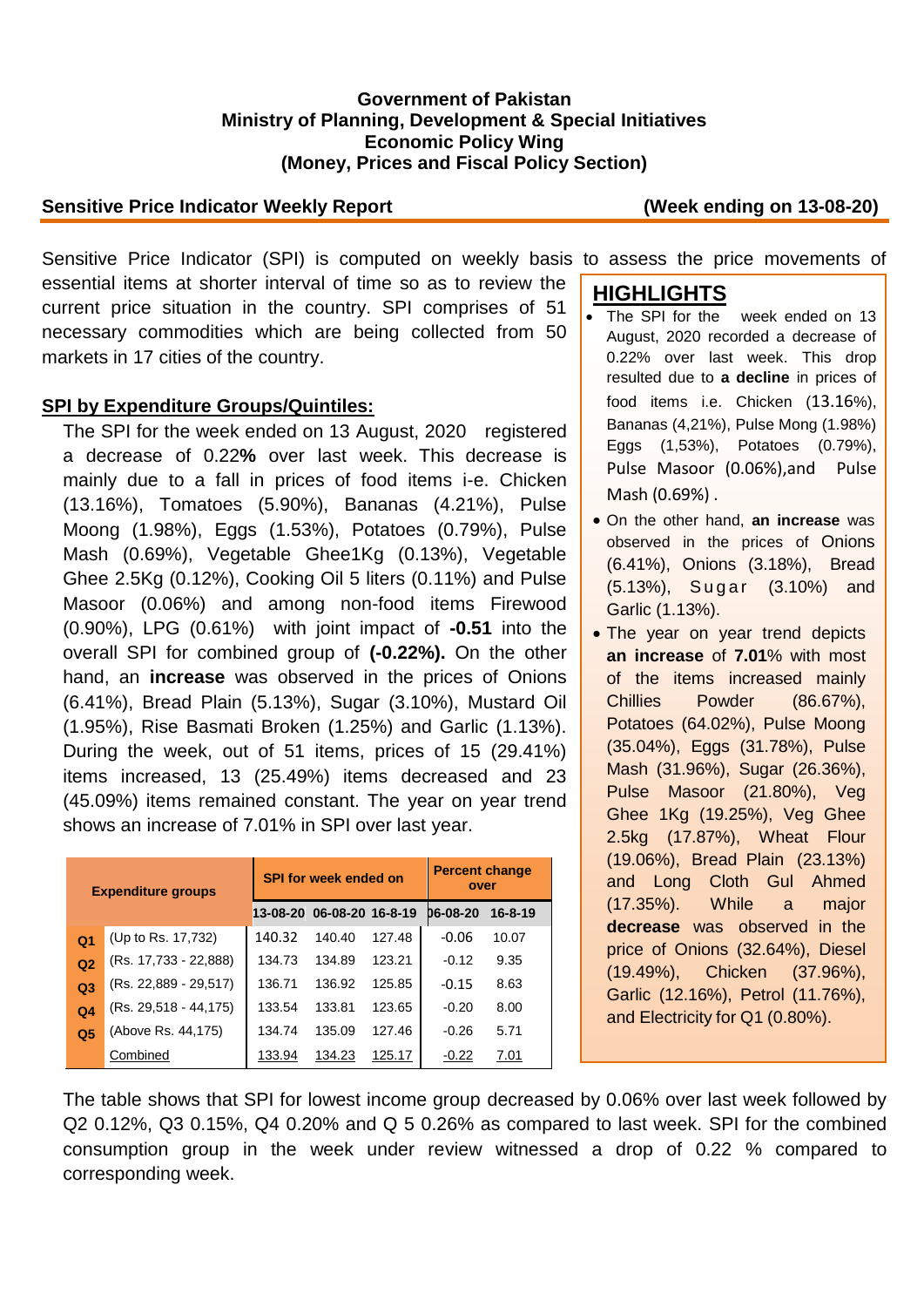**Government of Pakistan**
**Ministry of Planning, Development & Special Initiatives**
**Economic Policy Wing**
**(Money, Prices and Fiscal Policy Section)**

**Sensitive Price Indicator Weekly Report** **(Week ending on 13-08-20)**

Sensitive Price Indicator (SPI) is computed on weekly basis to assess the price movements of essential items at shorter interval of time so as to review the current price situation in the country. SPI comprises of 51 necessary commodities which are being collected from 50 markets in 17 cities of the country.

## SPI by Expenditure Groups/Quintiles:

The SPI for the week ended on 13 August, 2020 registered a decrease of 0.22**%** over last week. This decrease is mainly due to a fall in prices of food items i-e. Chicken (13.16%), Tomatoes (5.90%), Bananas (4.21%), Pulse Moong (1.98%), Eggs (1.53%), Potatoes (0.79%), Pulse Mash (0.69%), Vegetable Ghee1Kg (0.13%), Vegetable Ghee 2.5Kg (0.12%), Cooking Oil 5 liters (0.11%) and Pulse Masoor (0.06%) and among non-food items Firewood (0.90%), LPG (0.61%) with joint impact of **-0.51** into the overall SPI for combined group of **(-0.22%).** On the other hand, an **increase** was observed in the prices of Onions (6.41%), Bread Plain (5.13%), Sugar (3.10%), Mustard Oil (1.95%), Rise Basmati Broken (1.25%) and Garlic (1.13%). During the week, out of 51 items, prices of 15 (29.41%) items increased, 13 (25.49%) items decreased and 23 (45.09%) items remained constant. The year on year trend shows an increase of 7.01% in SPI over last year.

| Expenditure groups | | SPI for week ended on | | | Percent change over | |
|---|---|---|---|---|---|---|
| | | 13-08-20 | 06-08-20 | 16-8-19 | 06-08-20 | 16-8-19 |
| Q1 | (Up to Rs. 17,732) | 140.32 | 140.40 | 127.48 | -0.06 | 10.07 |
| Q2 | (Rs. 17,733 - 22,888) | 134.73 | 134.89 | 123.21 | -0.12 | 9.35 |
| Q3 | (Rs. 22,889 - 29,517) | 136.71 | 136.92 | 125.85 | -0.15 | 8.63 |
| Q4 | (Rs. 29,518 - 44,175) | 133.54 | 133.81 | 123.65 | -0.20 | 8.00 |
| Q5 | (Above Rs. 44,175) | 134.74 | 135.09 | 127.46 | -0.26 | 5.71 |
| | Combined | 133.94 | 134.23 | 125.17 | -0.22 | 7.01 |

## HIGHLIGHTS

- The SPI for the week ended on 13 August, 2020 recorded a decrease of 0.22% over last week. This drop resulted due to **a decline** in prices of food items i.e. Chicken (13.16%), Bananas (4,21%), Pulse Mong (1.98%) Eggs (1,53%), Potatoes (0.79%), Pulse Masoor (0.06%),and Pulse Mash (0.69%) .
- On the other hand, **an increase** was observed in the prices of Onions (6.41%), Onions (3.18%), Bread (5.13%), Sugar (3.10%) and Garlic (1.13%).
- The year on year trend depicts **an increase** of **7.01**% with most of the items increased mainly Chillies Powder (86.67%), Potatoes (64.02%), Pulse Moong (35.04%), Eggs (31.78%), Pulse Mash (31.96%), Sugar (26.36%), Pulse Masoor (21.80%), Veg Ghee 1Kg (19.25%), Veg Ghee 2.5kg (17.87%), Wheat Flour (19.06%), Bread Plain (23.13%) and Long Cloth Gul Ahmed (17.35%). While a major **decrease** was observed in the price of Onions (32.64%), Diesel (19.49%), Chicken (37.96%), Garlic (12.16%), Petrol (11.76%), and Electricity for Q1 (0.80%).

The table shows that SPI for lowest income group decreased by 0.06% over last week followed by Q2 0.12%, Q3 0.15%, Q4 0.20% and Q 5 0.26% as compared to last week. SPI for the combined consumption group in the week under review witnessed a drop of 0.22 % compared to corresponding week.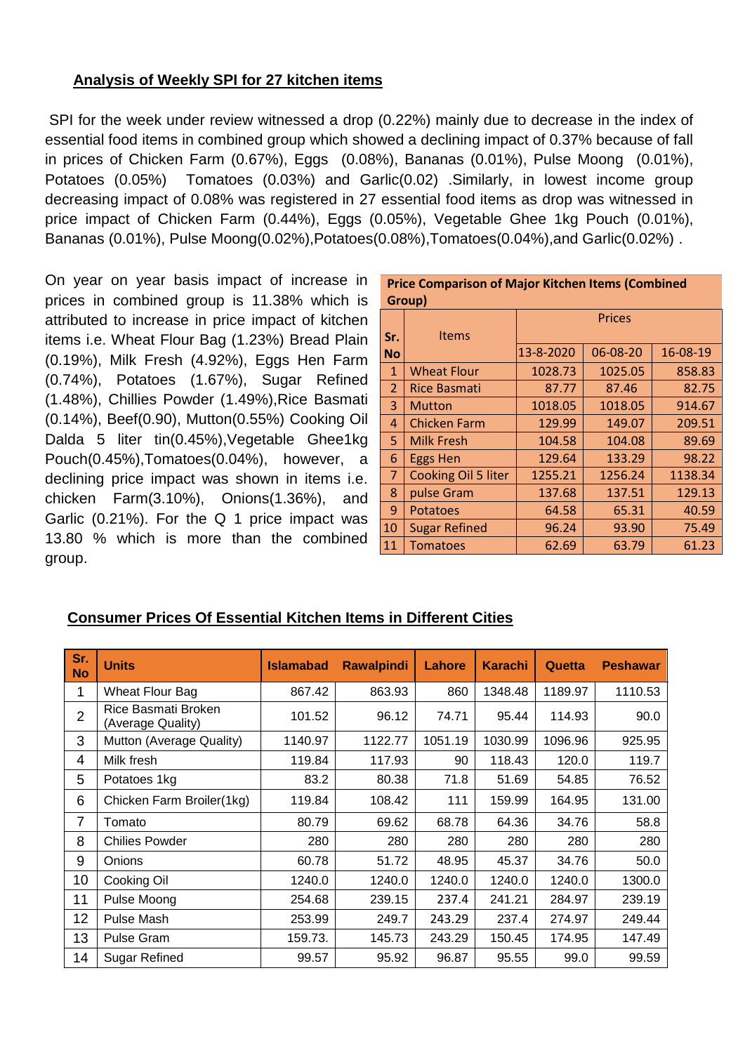## Analysis of Weekly SPI for 27 kitchen items

SPI for the week under review witnessed a drop (0.22%) mainly due to decrease in the index of essential food items in combined group which showed a declining impact of 0.37% because of fall in prices of Chicken Farm (0.67%), Eggs (0.08%), Bananas (0.01%), Pulse Moong (0.01%), Potatoes (0.05%) Tomatoes (0.03%) and Garlic(0.02) .Similarly, in lowest income group decreasing impact of 0.08% was registered in 27 essential food items as drop was witnessed in price impact of Chicken Farm (0.44%), Eggs (0.05%), Vegetable Ghee 1kg Pouch (0.01%), Bananas (0.01%), Pulse Moong(0.02%),Potatoes(0.08%),Tomatoes(0.04%),and Garlic(0.02%) .

On year on year basis impact of increase in prices in combined group is 11.38% which is attributed to increase in price impact of kitchen items i.e. Wheat Flour Bag (1.23%) Bread Plain (0.19%), Milk Fresh (4.92%), Eggs Hen Farm (0.74%), Potatoes (1.67%), Sugar Refined (1.48%), Chillies Powder (1.49%),Rice Basmati (0.14%), Beef(0.90), Mutton(0.55%) Cooking Oil Dalda 5 liter tin(0.45%),Vegetable Ghee1kg Pouch(0.45%),Tomatoes(0.04%), however, a declining price impact was shown in items i.e. chicken Farm(3.10%), Onions(1.36%), and Garlic (0.21%). For the Q 1 price impact was 13.80 % which is more than the combined group.

**Price Comparison of Major Kitchen Items (Combined Group)**

| Sr. No | Items | Prices | | |
|---|---|---|---|---|
| | | 13-8-2020 | 06-08-20 | 16-08-19 |
| 1 | Wheat Flour | 1028.73 | 1025.05 | 858.83 |
| 2 | Rice Basmati | 87.77 | 87.46 | 82.75 |
| 3 | Mutton | 1018.05 | 1018.05 | 914.67 |
| 4 | Chicken Farm | 129.99 | 149.07 | 209.51 |
| 5 | Milk Fresh | 104.58 | 104.08 | 89.69 |
| 6 | Eggs Hen | 129.64 | 133.29 | 98.22 |
| 7 | Cooking Oil 5 liter | 1255.21 | 1256.24 | 1138.34 |
| 8 | pulse Gram | 137.68 | 137.51 | 129.13 |
| 9 | Potatoes | 64.58 | 65.31 | 40.59 |
| 10 | Sugar Refined | 96.24 | 93.90 | 75.49 |
| 11 | Tomatoes | 62.69 | 63.79 | 61.23 |

## Consumer Prices Of Essential Kitchen Items in Different Cities

| Sr. No | Units | Islamabad | Rawalpindi | Lahore | Karachi | Quetta | Peshawar |
|---|---|---|---|---|---|---|---|
| 1 | Wheat Flour Bag | 867.42 | 863.93 | 860 | 1348.48 | 1189.97 | 1110.53 |
| 2 | Rice Basmati Broken (Average Quality) | 101.52 | 96.12 | 74.71 | 95.44 | 114.93 | 90.0 |
| 3 | Mutton (Average Quality) | 1140.97 | 1122.77 | 1051.19 | 1030.99 | 1096.96 | 925.95 |
| 4 | Milk fresh | 119.84 | 117.93 | 90 | 118.43 | 120.0 | 119.7 |
| 5 | Potatoes 1kg | 83.2 | 80.38 | 71.8 | 51.69 | 54.85 | 76.52 |
| 6 | Chicken Farm Broiler(1kg) | 119.84 | 108.42 | 111 | 159.99 | 164.95 | 131.00 |
| 7 | Tomato | 80.79 | 69.62 | 68.78 | 64.36 | 34.76 | 58.8 |
| 8 | Chilies Powder | 280 | 280 | 280 | 280 | 280 | 280 |
| 9 | Onions | 60.78 | 51.72 | 48.95 | 45.37 | 34.76 | 50.0 |
| 10 | Cooking Oil | 1240.0 | 1240.0 | 1240.0 | 1240.0 | 1240.0 | 1300.0 |
| 11 | Pulse Moong | 254.68 | 239.15 | 237.4 | 241.21 | 284.97 | 239.19 |
| 12 | Pulse Mash | 253.99 | 249.7 | 243.29 | 237.4 | 274.97 | 249.44 |
| 13 | Pulse Gram | 159.73. | 145.73 | 243.29 | 150.45 | 174.95 | 147.49 |
| 14 | Sugar Refined | 99.57 | 95.92 | 96.87 | 95.55 | 99.0 | 99.59 |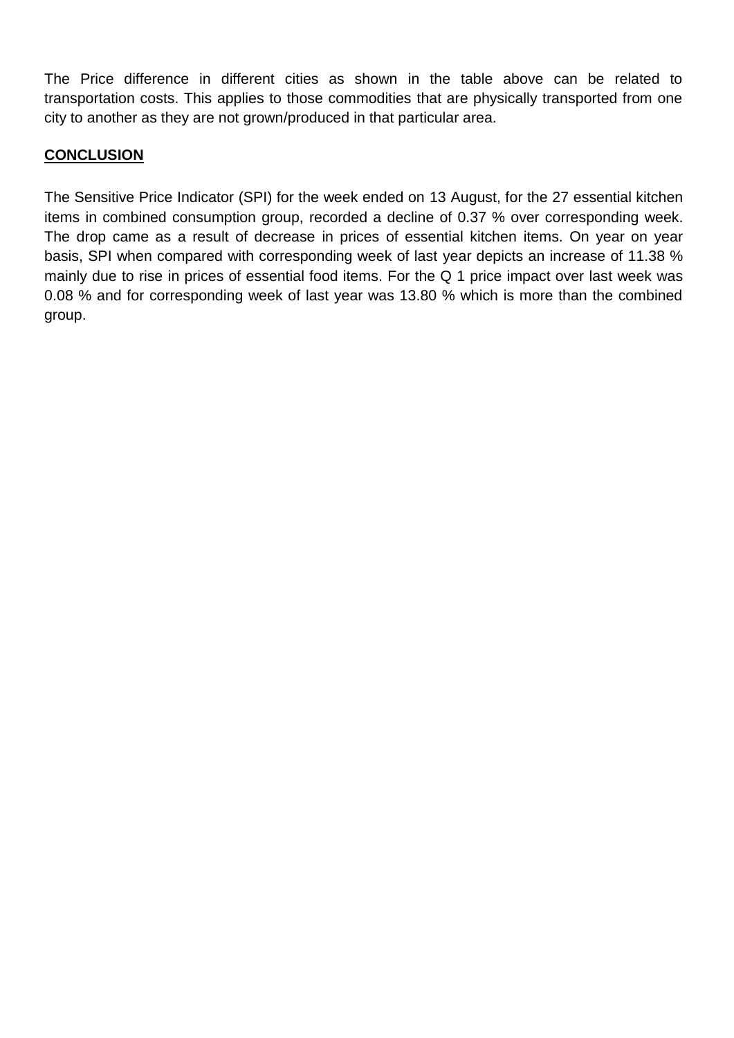The Price difference in different cities as shown in the table above can be related to transportation costs. This applies to those commodities that are physically transported from one city to another as they are not grown/produced in that particular area.

**CONCLUSION**

The Sensitive Price Indicator (SPI) for the week ended on 13 August, for the 27 essential kitchen items in combined consumption group, recorded a decline of 0.37 % over corresponding week. The drop came as a result of decrease in prices of essential kitchen items. On year on year basis, SPI when compared with corresponding week of last year depicts an increase of 11.38 % mainly due to rise in prices of essential food items. For the Q 1 price impact over last week was 0.08 % and for corresponding week of last year was 13.80 % which is more than the combined group.